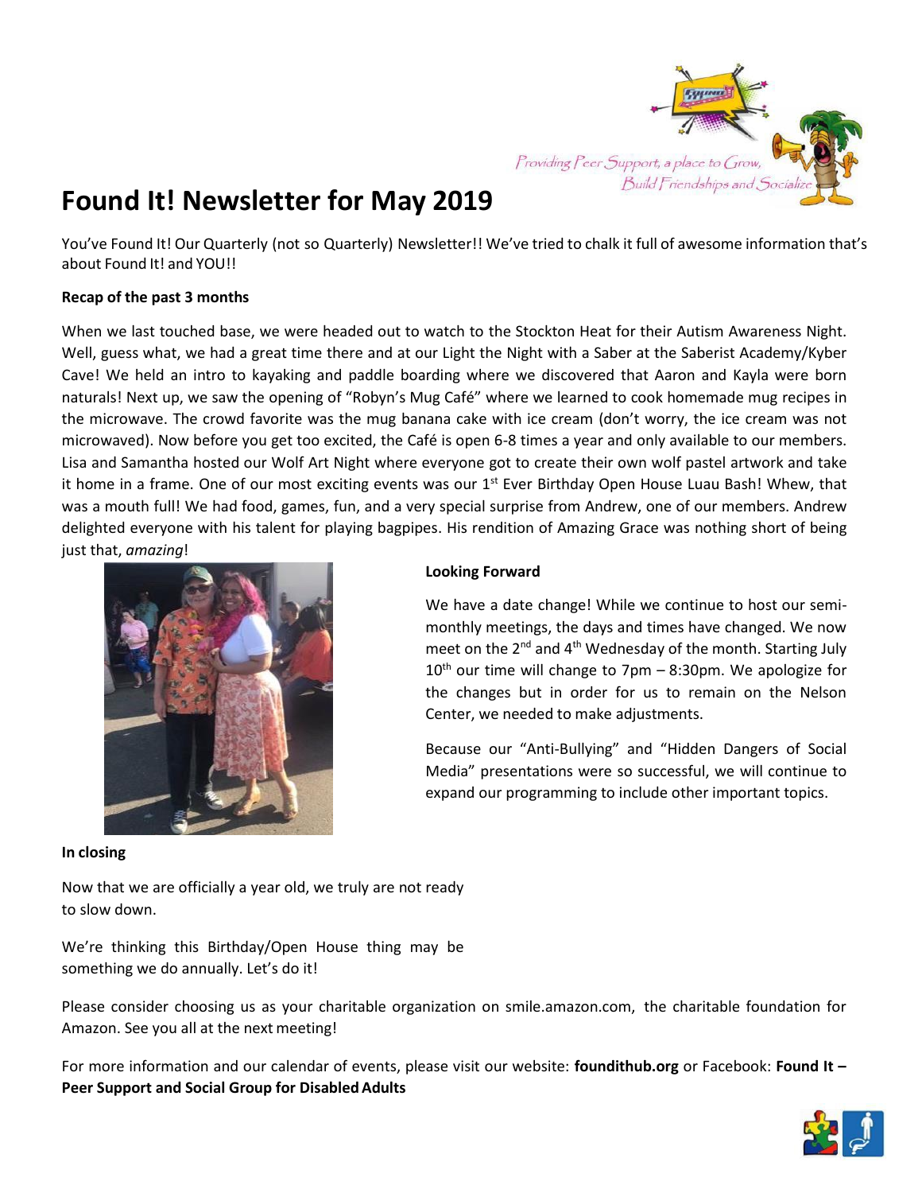Providing Peer Support, a place to Grow, Build Friendships and Socialize

# Found It! Newsletter for May 2019

You've Found It! Our Quarterly (not so Quarterly) Newsletter!! We've tried to chalk it full of awesome information that's about Found It! and YOU!!

**Recap of the past 3 months**

When we last touched base, we were headed out to watch to the Stockton Heat for their Autism Awareness Night. Well, guess what, we had a great time there and at our Light the Night with a Saber at the Saberist Academy/Kyber Cave! We held an intro to kayaking and paddle boarding where we discovered that Aaron and Kayla were born naturals! Next up, we saw the opening of "Robyn's Mug Café" where we learned to cook homemade mug recipes in the microwave. The crowd favorite was the mug banana cake with ice cream (don't worry, the ice cream was not microwaved). Now before you get too excited, the Café is open 6-8 times a year and only available to our members. Lisa and Samantha hosted our Wolf Art Night where everyone got to create their own wolf pastel artwork and take it home in a frame. One of our most exciting events was our 1st Ever Birthday Open House Luau Bash! Whew, that was a mouth full! We had food, games, fun, and a very special surprise from Andrew, one of our members. Andrew delighted everyone with his talent for playing bagpipes. His rendition of Amazing Grace was nothing short of being just that, *amazing*!

**Looking Forward**

We have a date change! While we continue to host our semi-monthly meetings, the days and times have changed. We now meet on the 2nd and 4th Wednesday of the month. Starting July 10th our time will change to 7pm – 8:30pm. We apologize for the changes but in order for us to remain on the Nelson Center, we needed to make adjustments.

Because our "Anti-Bullying" and "Hidden Dangers of Social Media" presentations were so successful, we will continue to expand our programming to include other important topics.

**In closing**

Now that we are officially a year old, we truly are not ready to slow down.

We're thinking this Birthday/Open House thing may be something we do annually. Let's do it!

Please consider choosing us as your charitable organization on smile.amazon.com, the charitable foundation for Amazon. See you all at the next meeting!

For more information and our calendar of events, please visit our website: **foundithub.org** or Facebook: **Found It – Peer Support and Social Group for Disabled Adults**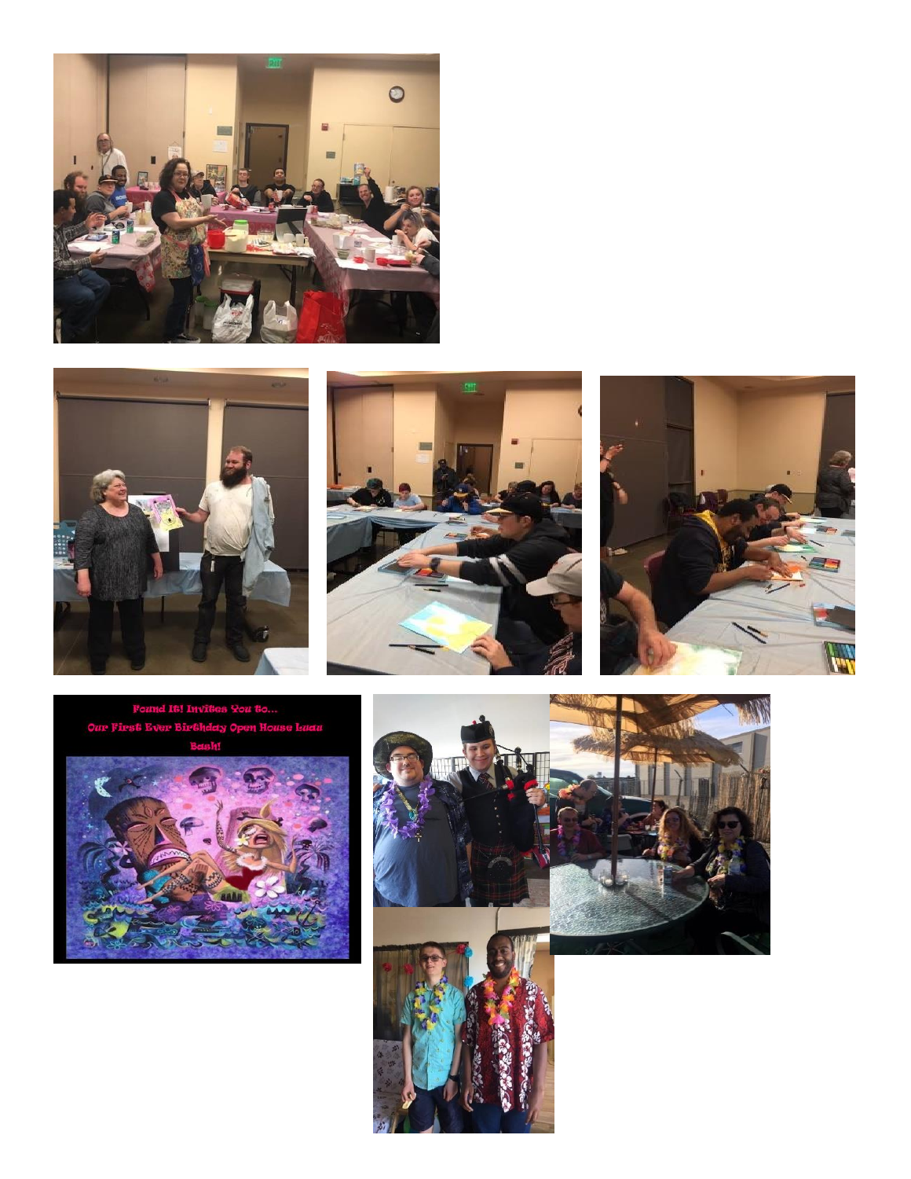Found It! Invites You to...

Our First Ever Birthday Open House Luau Bash!